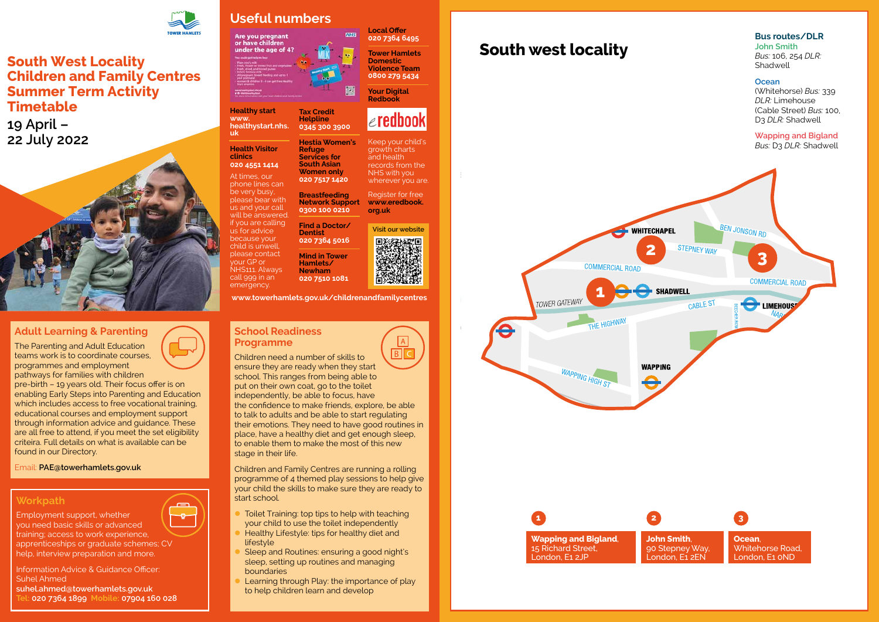# South West Locality Children and Family Centres Summer Term Activity Timetable

19 April – 22 July 2022

## Adult Learning & Parenting

The Parenting and Adult Education teams work is to coordinate courses, programmes and employment pathways for families with children pre-birth – 19 years old. Their focus offer is on enabling Early Steps into Parenting and Education which includes access to free vocational training, educational courses and employment support through information advice and guidance. These are all free to attend, if you meet the set eligibility criteira. Full details on what is available can be found in our Directory.

Email: **PAE@towerhamlets.gov.uk**

## Workpath

Employment support, whether you need basic skills or advanced training; access to work experience, apprenticeships or graduate schemes; CV help, interview preparation and more.

Information Advice & Guidance Officer: Suhel Ahmed
**suhel.ahmed@towerhamlets.gov.uk**
Tel: **020 7364 1899** Mobile: **07904 160 028**

## Useful numbers

**Healthy start**
**www.healthystart.nhs.uk**

**Health Visitor clinics**
**020 4551 1414**

At times, our phone lines can be very busy, please bear with us and your call will be answered. If you are calling us for advice because your child is unwell, please contact your GP or NHS111. Always call 999 in an emergency.

**Tax Credit Helpline**
**0345 300 3900**

**Hestia Women's Refuge Services for South Asian Women only**
**020 7517 1420**

**Breastfeeding Network Support**
**0300 100 0210**

**Find a Doctor/Dentist**
**020 7364 5016**

**Mind in Tower Hamlets/Newham**
**020 7510 1081**

**Local Offer**
**020 7364 6495**

**Tower Hamlets Domestic Violence Team**
**0800 279 5434**

**Your Digital Redbook**

Keep your child's growth charts and health records from the NHS with you wherever you are.

Register for free **www.eredbook.org.uk**

Visit our website

**www.towerhamlets.gov.uk/childrenandfamilycentres**

## School Readiness Programme

Children need a number of skills to ensure they are ready when they start school. This ranges from being able to put on their own coat, go to the toilet independently, be able to focus, have the confidence to make friends, explore, be able to talk to adults and be able to start regulating their emotions. They need to have good routines in place, have a healthy diet and get enough sleep, to enable them to make the most of this new stage in their life.

Children and Family Centres are running a rolling programme of 4 themed play sessions to help give your child the skills to make sure they are ready to start school.

- Toilet Training: top tips to help with teaching your child to use the toilet independently
- Healthy Lifestyle: tips for healthy diet and lifestyle
- Sleep and Routines: ensuring a good night's sleep, setting up routines and managing boundaries
- Learning through Play: the importance of play to help children learn and develop

# South west locality

**Bus routes/DLR**

**John Smith**
*Bus:* 106, 254 *DLR:* Shadwell

**Ocean**
(Whitehorse) *Bus:* 339 *DLR:* Limehouse
(Cable Street) *Bus:* 100, D3 *DLR:* Shadwell

**Wapping and Bigland**
*Bus:* D3 *DLR:* Shadwell

1. **Wapping and Bigland**, 15 Richard Street, London, E1 2JP
2. **John Smith**, 90 Stepney Way, London, E1 2EN
3. **Ocean**, Whitehorse Road, London, E1 0ND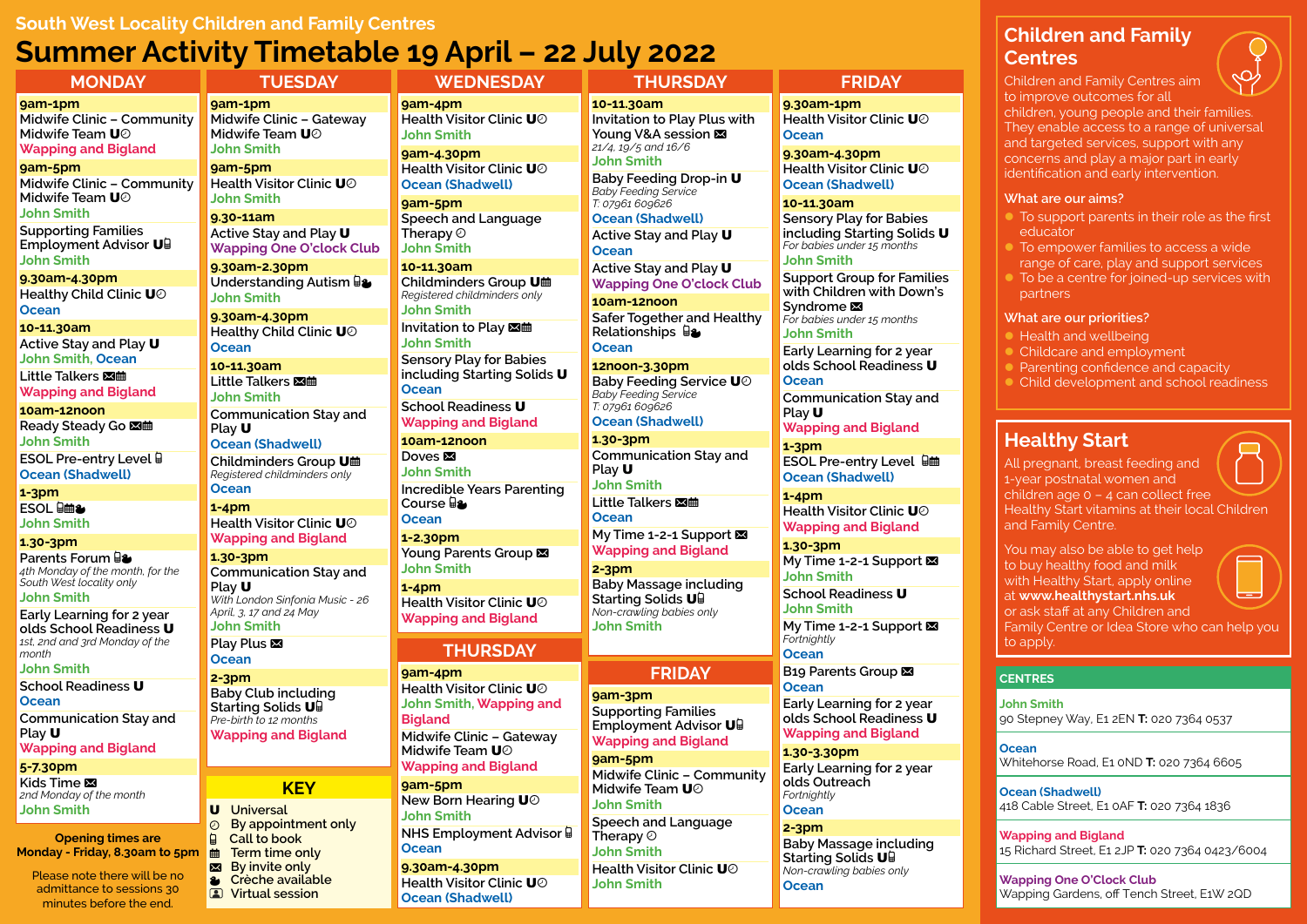South West Locality Children and Family Centres

# Summer Activity Timetable 19 April – 22 July 2022

## MONDAY

**9am-1pm**
Midwife Clinic – Community Midwife Team **U**
Wapping and Bigland

**9am-5pm**
Midwife Clinic – Community Midwife Team **U**
John Smith

Supporting Families Employment Advisor **U**
John Smith

**9.30am-4.30pm**
Healthy Child Clinic **U**
Ocean

**10-11.30am**
Active Stay and Play **U**
John Smith, Ocean

Little Talkers
Wapping and Bigland

**10am-12noon**
Ready Steady Go
John Smith

ESOL Pre-entry Level
Ocean (Shadwell)

**1-3pm**
ESOL
John Smith

**1.30-3pm**
Parents Forum
*4th Monday of the month, for the South West locality only*
John Smith

Early Learning for 2 year olds School Readiness **U**
*1st, 2nd and 3rd Monday of the month*
John Smith

School Readiness **U**
Ocean

Communication Stay and Play **U**
Wapping and Bigland

**5-7.30pm**
Kids Time
*2nd Monday of the month*
John Smith

**Opening times are Monday - Friday, 8.30am to 5pm**

Please note there will be no admittance to sessions 30 minutes before the end.

## TUESDAY

**9am-1pm**
Midwife Clinic – Gateway Midwife Team **U**
John Smith

**9am-5pm**
Health Visitor Clinic **U**
John Smith

**9.30-11am**
Active Stay and Play **U**
Wapping One O'clock Club

**9.30am-2.30pm**
Understanding Autism
John Smith

**9.30am-4.30pm**
Healthy Child Clinic **U**
Ocean

**10-11.30am**
Little Talkers
John Smith

Communication Stay and Play **U**
Ocean (Shadwell)

Childminders Group **U**
*Registered childminders only*
Ocean

**1-4pm**
Health Visitor Clinic **U**
Wapping and Bigland

**1.30-3pm**
Communication Stay and Play **U**
*With London Sinfonia Music - 26 April, 3, 17 and 24 May*
John Smith

Play Plus
Ocean

**2-3pm**
Baby Club including Starting Solids **U**
*Pre-birth to 12 months*
Wapping and Bigland

## KEY

- **U** Universal
- By appointment only
- Call to book
- Term time only
- By invite only
- Crèche available
- Virtual session

## WEDNESDAY

**9am-4pm**
Health Visitor Clinic **U**
John Smith

**9am-4.30pm**
Health Visitor Clinic **U**
Ocean (Shadwell)

**9am-5pm**
Speech and Language Therapy
John Smith

**10-11.30am**
Childminders Group **U**
*Registered childminders only*
John Smith

Invitation to Play
John Smith

Sensory Play for Babies including Starting Solids **U**
Ocean

School Readiness **U**
Wapping and Bigland

**10am-12noon**
Doves
John Smith

Incredible Years Parenting Course
Ocean

**1-2.30pm**
Young Parents Group
John Smith

**1-4pm**
Health Visitor Clinic **U**
Wapping and Bigland

## THURSDAY

**9am-4pm**
Health Visitor Clinic **U**
John Smith, Wapping and Bigland

Midwife Clinic – Gateway Midwife Team **U**
Wapping and Bigland

**9am-5pm**
New Born Hearing **U**
John Smith

NHS Employment Advisor
Ocean

**9.30am-4.30pm**
Health Visitor Clinic **U**
Ocean (Shadwell)

**10-11.30am**
Invitation to Play Plus with Young V&A session
*21/4, 19/5 and 16/6*
John Smith

Baby Feeding Drop-in **U**
*Baby Feeding Service*
*T: 07961 609626*
Ocean (Shadwell)

Active Stay and Play **U**
Ocean

Active Stay and Play **U**
Wapping One O'clock Club

**10am-12noon**
Safer Together and Healthy Relationships
Ocean

**12noon-3.30pm**
Baby Feeding Service **U**
*Baby Feeding Service*
*T: 07961 609626*
Ocean (Shadwell)

**1.30-3pm**
Communication Stay and Play **U**
John Smith

Little Talkers
Ocean

My Time 1-2-1 Support
Wapping and Bigland

**2-3pm**
Baby Massage including Starting Solids **U**
*Non-crawling babies only*
John Smith

## FRIDAY

**9am-3pm**
Supporting Families Employment Advisor **U**
Wapping and Bigland

**9am-5pm**
Midwife Clinic – Community Midwife Team **U**
John Smith

Speech and Language Therapy
John Smith

Health Visitor Clinic **U**
John Smith

**9.30am-1pm**
Health Visitor Clinic **U**
Ocean

**9.30am-4.30pm**
Health Visitor Clinic **U**
Ocean (Shadwell)

**10-11.30am**
Sensory Play for Babies including Starting Solids **U**
*For babies under 15 months*
John Smith

Support Group for Families with Children with Down's Syndrome
*For babies under 15 months*
John Smith

Early Learning for 2 year olds School Readiness **U**
Ocean

Communication Stay and Play **U**
Wapping and Bigland

**1-3pm**
ESOL Pre-entry Level
Ocean (Shadwell)

**1-4pm**
Health Visitor Clinic **U**
Wapping and Bigland

**1.30-3pm**
My Time 1-2-1 Support
John Smith

School Readiness **U**
John Smith

My Time 1-2-1 Support
*Fortnightly*
Ocean

B19 Parents Group
Ocean

Early Learning for 2 year olds School Readiness **U**
Wapping and Bigland

**1.30-3.30pm**
Early Learning for 2 year olds Outreach
*Fortnightly*
Ocean

**2-3pm**
Baby Massage including Starting Solids **U**
*Non-crawling babies only*
Ocean

## Children and Family Centres

Children and Family Centres aim to improve outcomes for all children, young people and their families. They enable access to a range of universal and targeted services, support with any concerns and play a major part in early identification and early intervention.

### What are our aims?

- To support parents in their role as the first educator
- To empower families to access a wide range of care, play and support services
- To be a centre for joined-up services with partners

### What are our priorities?

- Health and wellbeing
- Childcare and employment
- Parenting confidence and capacity
- Child development and school readiness

## Healthy Start

All pregnant, breast feeding and 1-year postnatal women and children age 0 – 4 can collect free Healthy Start vitamins at their local Children and Family Centre.

You may also be able to get help to buy healthy food and milk with Healthy Start, apply online at **www.healthystart.nhs.uk** or ask staff at any Children and Family Centre or Idea Store who can help you to apply.

## CENTRES

**John Smith**
90 Stepney Way, E1 2EN **T:** 020 7364 0537

**Ocean**
Whitehorse Road, E1 0ND **T:** 020 7364 6605

**Ocean (Shadwell)**
418 Cable Street, E1 0AF **T:** 020 7364 1836

**Wapping and Bigland**
15 Richard Street, E1 2JP **T:** 020 7364 0423/6004

**Wapping One O'Clock Club**
Wapping Gardens, off Tench Street, E1W 2QD